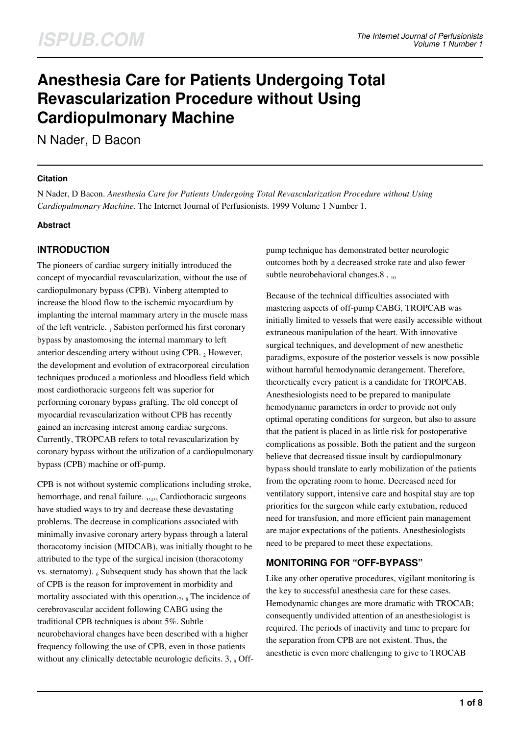# Anesthesia Care for Patients Undergoing Total Revascularization Procedure without Using Cardiopulmonary Machine

N Nader, D Bacon

### Citation

N Nader, D Bacon. *Anesthesia Care for Patients Undergoing Total Revascularization Procedure without Using Cardiopulmonary Machine*. The Internet Journal of Perfusionists. 1999 Volume 1 Number 1.

### Abstract

## INTRODUCTION

The pioneers of cardiac surgery initially introduced the concept of myocardial revascularization, without the use of cardiopulmonary bypass (CPB). Vinberg attempted to increase the blood flow to the ischemic myocardium by implanting the internal mammary artery in the muscle mass of the left ventricle. [1] Sabiston performed his first coronary bypass by anastomosing the internal mammary to left anterior descending artery without using CPB. [2] However, the development and evolution of extracorporeal circulation techniques produced a motionless and bloodless field which most cardiothoracic surgeons felt was superior for performing coronary bypass grafting. The old concept of myocardial revascularization without CPB has recently gained an increasing interest among cardiac surgeons. Currently, TROPCAB refers to total revascularization by coronary bypass without the utilization of a cardiopulmonary bypass (CPB) machine or off-pump.

CPB is not without systemic complications including stroke, hemorrhage, and renal failure. [3,4,5] Cardiothoracic surgeons have studied ways to try and decrease these devastating problems. The decrease in complications associated with minimally invasive coronary artery bypass through a lateral thoracotomy incision (MIDCAB), was initially thought to be attributed to the type of the surgical incision (thoracotomy vs. sternatomy). [6] Subsequent study has shown that the lack of CPB is the reason for improvement in morbidity and mortality associated with this operation.[7, 8] The incidence of cerebrovascular accident following CABG using the traditional CPB techniques is about 5%. Subtle neurobehavioral changes have been described with a higher frequency following the use of CPB, even in those patients without any clinically detectable neurologic deficits. 3, [9] Off-pump technique has demonstrated better neurologic outcomes both by a decreased stroke rate and also fewer subtle neurobehavioral changes.8 , [10]

Because of the technical difficulties associated with mastering aspects of off-pump CABG, TROPCAB was initially limited to vessels that were easily accessible without extraneous manipulation of the heart. With innovative surgical techniques, and development of new anesthetic paradigms, exposure of the posterior vessels is now possible without harmful hemodynamic derangement. Therefore, theoretically every patient is a candidate for TROPCAB. Anesthesiologists need to be prepared to manipulate hemodynamic parameters in order to provide not only optimal operating conditions for surgeon, but also to assure that the patient is placed in as little risk for postoperative complications as possible. Both the patient and the surgeon believe that decreased tissue insult by cardiopulmonary bypass should translate to early mobilization of the patients from the operating room to home. Decreased need for ventilatory support, intensive care and hospital stay are top priorities for the surgeon while early extubation, reduced need for transfusion, and more efficient pain management are major expectations of the patients. Anesthesiologists need to be prepared to meet these expectations.

## MONITORING FOR "OFF-BYPASS"

Like any other operative procedures, vigilant monitoring is the key to successful anesthesia care for these cases. Hemodynamic changes are more dramatic with TROCAB; consequently undivided attention of an anesthesiologist is required. The periods of inactivity and time to prepare for the separation from CPB are not existent. Thus, the anesthetic is even more challenging to give to TROCAB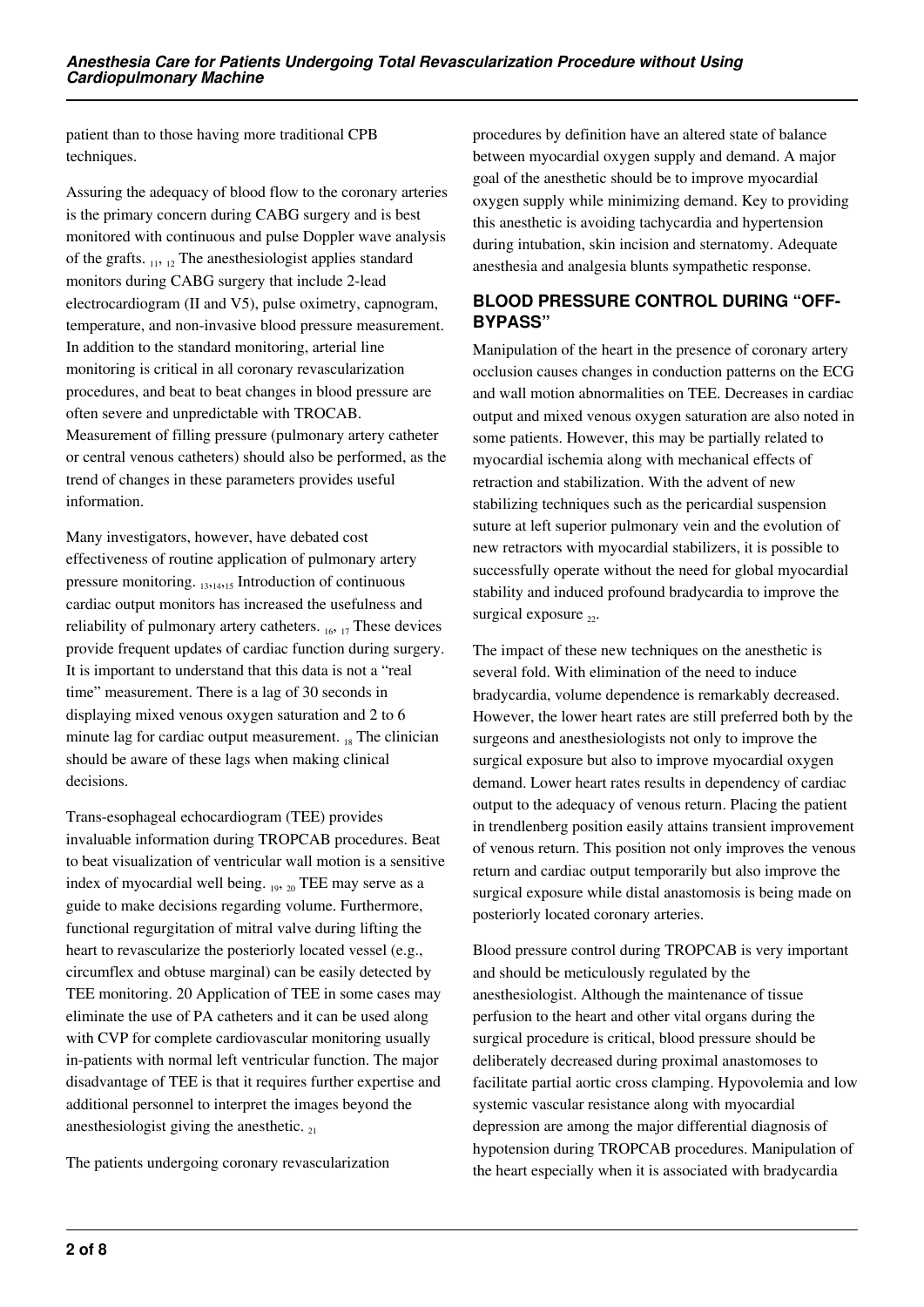patient than to those having more traditional CPB techniques.

Assuring the adequacy of blood flow to the coronary arteries is the primary concern during CABG surgery and is best monitored with continuous and pulse Doppler wave analysis of the grafts. [11, 12] The anesthesiologist applies standard monitors during CABG surgery that include 2-lead electrocardiogram (II and V5), pulse oximetry, capnogram, temperature, and non-invasive blood pressure measurement. In addition to the standard monitoring, arterial line monitoring is critical in all coronary revascularization procedures, and beat to beat changes in blood pressure are often severe and unpredictable with TROCAB. Measurement of filling pressure (pulmonary artery catheter or central venous catheters) should also be performed, as the trend of changes in these parameters provides useful information.

Many investigators, however, have debated cost effectiveness of routine application of pulmonary artery pressure monitoring. [13,14,15] Introduction of continuous cardiac output monitors has increased the usefulness and reliability of pulmonary artery catheters. [16, 17] These devices provide frequent updates of cardiac function during surgery. It is important to understand that this data is not a "real time" measurement. There is a lag of 30 seconds in displaying mixed venous oxygen saturation and 2 to 6 minute lag for cardiac output measurement. [18] The clinician should be aware of these lags when making clinical decisions.

Trans-esophageal echocardiogram (TEE) provides invaluable information during TROPCAB procedures. Beat to beat visualization of ventricular wall motion is a sensitive index of myocardial well being. [19, 20] TEE may serve as a guide to make decisions regarding volume. Furthermore, functional regurgitation of mitral valve during lifting the heart to revascularize the posteriorly located vessel (e.g., circumflex and obtuse marginal) can be easily detected by TEE monitoring. 20 Application of TEE in some cases may eliminate the use of PA catheters and it can be used along with CVP for complete cardiovascular monitoring usually in-patients with normal left ventricular function. The major disadvantage of TEE is that it requires further expertise and additional personnel to interpret the images beyond the anesthesiologist giving the anesthetic. [21]

The patients undergoing coronary revascularization procedures by definition have an altered state of balance between myocardial oxygen supply and demand. A major goal of the anesthetic should be to improve myocardial oxygen supply while minimizing demand. Key to providing this anesthetic is avoiding tachycardia and hypertension during intubation, skin incision and sternatomy. Adequate anesthesia and analgesia blunts sympathetic response.

## BLOOD PRESSURE CONTROL DURING "OFF-BYPASS"

Manipulation of the heart in the presence of coronary artery occlusion causes changes in conduction patterns on the ECG and wall motion abnormalities on TEE. Decreases in cardiac output and mixed venous oxygen saturation are also noted in some patients. However, this may be partially related to myocardial ischemia along with mechanical effects of retraction and stabilization. With the advent of new stabilizing techniques such as the pericardial suspension suture at left superior pulmonary vein and the evolution of new retractors with myocardial stabilizers, it is possible to successfully operate without the need for global myocardial stability and induced profound bradycardia to improve the surgical exposure [22].

The impact of these new techniques on the anesthetic is several fold. With elimination of the need to induce bradycardia, volume dependence is remarkably decreased. However, the lower heart rates are still preferred both by the surgeons and anesthesiologists not only to improve the surgical exposure but also to improve myocardial oxygen demand. Lower heart rates results in dependency of cardiac output to the adequacy of venous return. Placing the patient in trendlenberg position easily attains transient improvement of venous return. This position not only improves the venous return and cardiac output temporarily but also improve the surgical exposure while distal anastomosis is being made on posteriorly located coronary arteries.

Blood pressure control during TROPCAB is very important and should be meticulously regulated by the anesthesiologist. Although the maintenance of tissue perfusion to the heart and other vital organs during the surgical procedure is critical, blood pressure should be deliberately decreased during proximal anastomoses to facilitate partial aortic cross clamping. Hypovolemia and low systemic vascular resistance along with myocardial depression are among the major differential diagnosis of hypotension during TROPCAB procedures. Manipulation of the heart especially when it is associated with bradycardia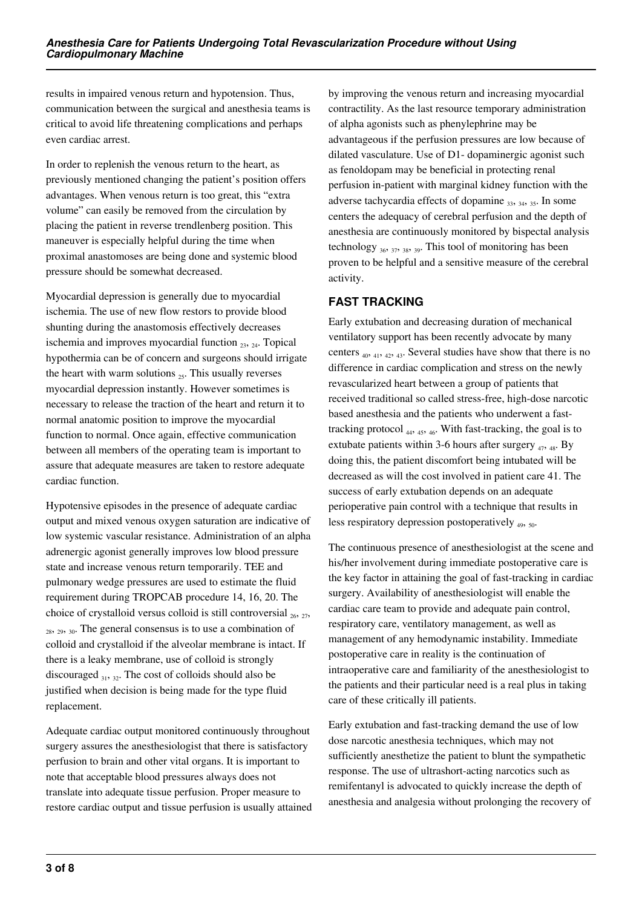results in impaired venous return and hypotension. Thus, communication between the surgical and anesthesia teams is critical to avoid life threatening complications and perhaps even cardiac arrest.

In order to replenish the venous return to the heart, as previously mentioned changing the patient's position offers advantages. When venous return is too great, this "extra volume" can easily be removed from the circulation by placing the patient in reverse trendlenberg position. This maneuver is especially helpful during the time when proximal anastomoses are being done and systemic blood pressure should be somewhat decreased.

Myocardial depression is generally due to myocardial ischemia. The use of new flow restors to provide blood shunting during the anastomosis effectively decreases ischemia and improves myocardial function [23, 24]. Topical hypothermia can be of concern and surgeons should irrigate the heart with warm solutions [25]. This usually reverses myocardial depression instantly. However sometimes is necessary to release the traction of the heart and return it to normal anatomic position to improve the myocardial function to normal. Once again, effective communication between all members of the operating team is important to assure that adequate measures are taken to restore adequate cardiac function.

Hypotensive episodes in the presence of adequate cardiac output and mixed venous oxygen saturation are indicative of low systemic vascular resistance. Administration of an alpha adrenergic agonist generally improves low blood pressure state and increase venous return temporarily. TEE and pulmonary wedge pressures are used to estimate the fluid requirement during TROPCAB procedure 14, 16, 20. The choice of crystalloid versus colloid is still controversial [26, 27, 28, 29, 30]. The general consensus is to use a combination of colloid and crystalloid if the alveolar membrane is intact. If there is a leaky membrane, use of colloid is strongly discouraged [31, 32]. The cost of colloids should also be justified when decision is being made for the type fluid replacement.

Adequate cardiac output monitored continuously throughout surgery assures the anesthesiologist that there is satisfactory perfusion to brain and other vital organs. It is important to note that acceptable blood pressures always does not translate into adequate tissue perfusion. Proper measure to restore cardiac output and tissue perfusion is usually attained by improving the venous return and increasing myocardial contractility. As the last resource temporary administration of alpha agonists such as phenylephrine may be advantageous if the perfusion pressures are low because of dilated vasculature. Use of D1- dopaminergic agonist such as fenoldopam may be beneficial in protecting renal perfusion in-patient with marginal kidney function with the adverse tachycardia effects of dopamine [33, 34, 35]. In some centers the adequacy of cerebral perfusion and the depth of anesthesia are continuously monitored by bispectal analysis technology [36, 37, 38, 39]. This tool of monitoring has been proven to be helpful and a sensitive measure of the cerebral activity.

## FAST TRACKING

Early extubation and decreasing duration of mechanical ventilatory support has been recently advocate by many centers [40, 41, 42, 43]. Several studies have show that there is no difference in cardiac complication and stress on the newly revascularized heart between a group of patients that received traditional so called stress-free, high-dose narcotic based anesthesia and the patients who underwent a fast-tracking protocol [44, 45, 46]. With fast-tracking, the goal is to extubate patients within 3-6 hours after surgery [47, 48]. By doing this, the patient discomfort being intubated will be decreased as will the cost involved in patient care 41. The success of early extubation depends on an adequate perioperative pain control with a technique that results in less respiratory depression postoperatively [49, 50].

The continuous presence of anesthesiologist at the scene and his/her involvement during immediate postoperative care is the key factor in attaining the goal of fast-tracking in cardiac surgery. Availability of anesthesiologist will enable the cardiac care team to provide and adequate pain control, respiratory care, ventilatory management, as well as management of any hemodynamic instability. Immediate postoperative care in reality is the continuation of intraoperative care and familiarity of the anesthesiologist to the patients and their particular need is a real plus in taking care of these critically ill patients.

Early extubation and fast-tracking demand the use of low dose narcotic anesthesia techniques, which may not sufficiently anesthetize the patient to blunt the sympathetic response. The use of ultrashort-acting narcotics such as remifentanyl is advocated to quickly increase the depth of anesthesia and analgesia without prolonging the recovery of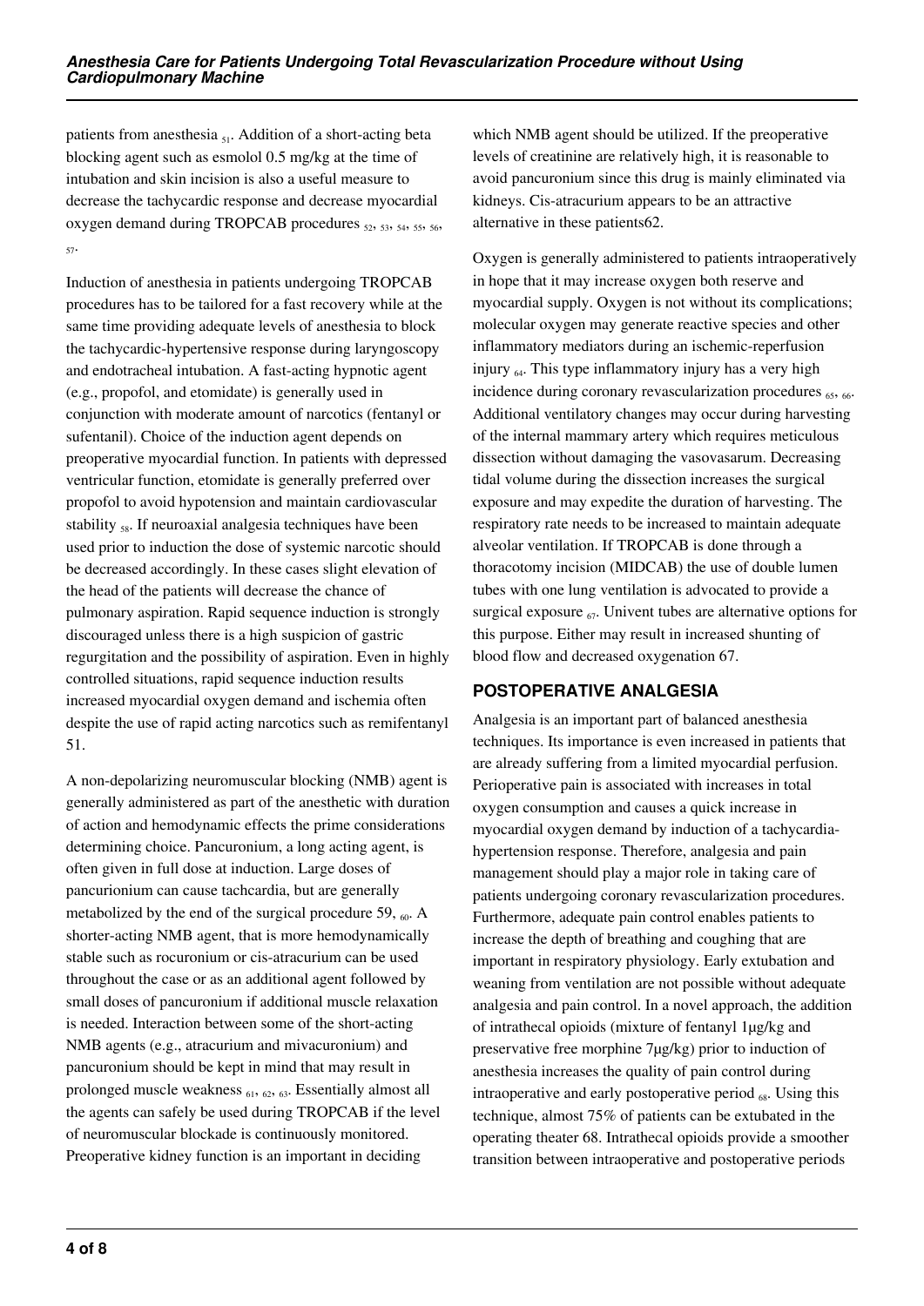patients from anesthesia [51]. Addition of a short-acting beta blocking agent such as esmolol 0.5 mg/kg at the time of intubation and skin incision is also a useful measure to decrease the tachycardic response and decrease myocardial oxygen demand during TROPCAB procedures [52, 53, 54, 55, 56, 57].

Induction of anesthesia in patients undergoing TROPCAB procedures has to be tailored for a fast recovery while at the same time providing adequate levels of anesthesia to block the tachycardic-hypertensive response during laryngoscopy and endotracheal intubation. A fast-acting hypnotic agent (e.g., propofol, and etomidate) is generally used in conjunction with moderate amount of narcotics (fentanyl or sufentanil). Choice of the induction agent depends on preoperative myocardial function. In patients with depressed ventricular function, etomidate is generally preferred over propofol to avoid hypotension and maintain cardiovascular stability [58]. If neuroaxial analgesia techniques have been used prior to induction the dose of systemic narcotic should be decreased accordingly. In these cases slight elevation of the head of the patients will decrease the chance of pulmonary aspiration. Rapid sequence induction is strongly discouraged unless there is a high suspicion of gastric regurgitation and the possibility of aspiration. Even in highly controlled situations, rapid sequence induction results increased myocardial oxygen demand and ischemia often despite the use of rapid acting narcotics such as remifentanyl 51.

A non-depolarizing neuromuscular blocking (NMB) agent is generally administered as part of the anesthetic with duration of action and hemodynamic effects the prime considerations determining choice. Pancuronium, a long acting agent, is often given in full dose at induction. Large doses of pancurionium can cause tachcardia, but are generally metabolized by the end of the surgical procedure 59, [60]. A shorter-acting NMB agent, that is more hemodynamically stable such as rocuronium or cis-atracurium can be used throughout the case or as an additional agent followed by small doses of pancuronium if additional muscle relaxation is needed. Interaction between some of the short-acting NMB agents (e.g., atracurium and mivacuronium) and pancuronium should be kept in mind that may result in prolonged muscle weakness [61, 62, 63]. Essentially almost all the agents can safely be used during TROPCAB if the level of neuromuscular blockade is continuously monitored. Preoperative kidney function is an important in deciding which NMB agent should be utilized. If the preoperative levels of creatinine are relatively high, it is reasonable to avoid pancuronium since this drug is mainly eliminated via kidneys. Cis-atracurium appears to be an attractive alternative in these patients62.

Oxygen is generally administered to patients intraoperatively in hope that it may increase oxygen both reserve and myocardial supply. Oxygen is not without its complications; molecular oxygen may generate reactive species and other inflammatory mediators during an ischemic-reperfusion injury [64]. This type inflammatory injury has a very high incidence during coronary revascularization procedures [65, 66]. Additional ventilatory changes may occur during harvesting of the internal mammary artery which requires meticulous dissection without damaging the vasovasarum. Decreasing tidal volume during the dissection increases the surgical exposure and may expedite the duration of harvesting. The respiratory rate needs to be increased to maintain adequate alveolar ventilation. If TROPCAB is done through a thoracotomy incision (MIDCAB) the use of double lumen tubes with one lung ventilation is advocated to provide a surgical exposure [67]. Univent tubes are alternative options for this purpose. Either may result in increased shunting of blood flow and decreased oxygenation 67.

## POSTOPERATIVE ANALGESIA

Analgesia is an important part of balanced anesthesia techniques. Its importance is even increased in patients that are already suffering from a limited myocardial perfusion. Perioperative pain is associated with increases in total oxygen consumption and causes a quick increase in myocardial oxygen demand by induction of a tachycardia-hypertension response. Therefore, analgesia and pain management should play a major role in taking care of patients undergoing coronary revascularization procedures. Furthermore, adequate pain control enables patients to increase the depth of breathing and coughing that are important in respiratory physiology. Early extubation and weaning from ventilation are not possible without adequate analgesia and pain control. In a novel approach, the addition of intrathecal opioids (mixture of fentanyl 1μg/kg and preservative free morphine 7μg/kg) prior to induction of anesthesia increases the quality of pain control during intraoperative and early postoperative period [68]. Using this technique, almost 75% of patients can be extubated in the operating theater 68. Intrathecal opioids provide a smoother transition between intraoperative and postoperative periods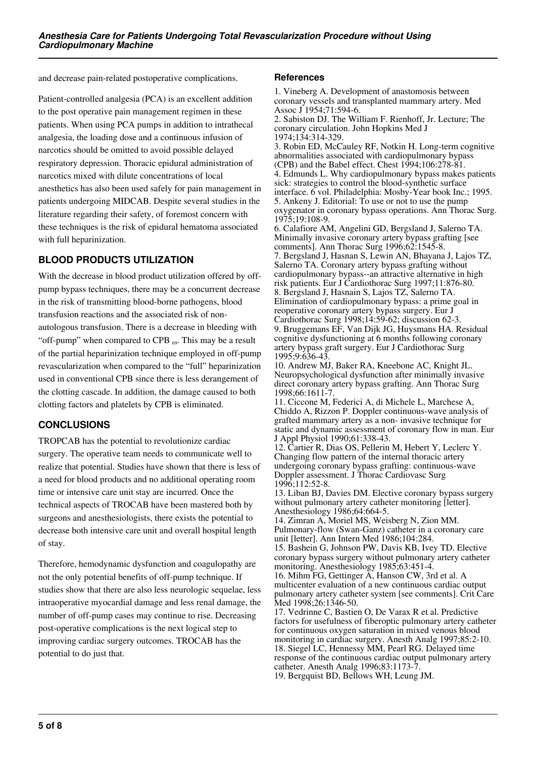and decrease pain-related postoperative complications.

Patient-controlled analgesia (PCA) is an excellent addition to the post operative pain management regimen in these patients. When using PCA pumps in addition to intrathecal analgesia, the loading dose and a continuous infusion of narcotics should be omitted to avoid possible delayed respiratory depression. Thoracic epidural administration of narcotics mixed with dilute concentrations of local anesthetics has also been used safely for pain management in patients undergoing MIDCAB. Despite several studies in the literature regarding their safety, of foremost concern with these techniques is the risk of epidural hematoma associated with full heparinization.

## BLOOD PRODUCTS UTILIZATION

With the decrease in blood product utilization offered by off-pump bypass techniques, there may be a concurrent decrease in the risk of transmitting blood-borne pathogens, blood transfusion reactions and the associated risk of non-autologous transfusion. There is a decrease in bleeding with "off-pump" when compared to CPB [69]. This may be a result of the partial heparinization technique employed in off-pump revascularization when compared to the "full" heparinization used in conventional CPB since there is less derangement of the clotting cascade. In addition, the damage caused to both clotting factors and platelets by CPB is eliminated.

## CONCLUSIONS

TROPCAB has the potential to revolutionize cardiac surgery. The operative team needs to communicate well to realize that potential. Studies have shown that there is less of a need for blood products and no additional operating room time or intensive care unit stay are incurred. Once the technical aspects of TROCAB have been mastered both by surgeons and anesthesiologists, there exists the potential to decrease both intensive care unit and overall hospital length of stay.

Therefore, hemodynamic dysfunction and coagulopathy are not the only potential benefits of off-pump technique. If studies show that there are also less neurologic sequelae, less intraoperative myocardial damage and less renal damage, the number of off-pump cases may continue to rise. Decreasing post-operative complications is the next logical step to improving cardiac surgery outcomes. TROCAB has the potential to do just that.

### References

1. Vineberg A. Development of anastomosis between coronary vessels and transplanted mammary artery. Med Assoc J 1954;71:594-6.
2. Sabiston DJ. The William F. Rienhoff, Jr. Lecture; The coronary circulation. John Hopkins Med J 1974;134:314-329.
3. Robin ED, McCauley RF, Notkin H. Long-term cognitive abnormalities associated with cardiopulmonary bypass (CPB) and the Babel effect. Chest 1994;106:278-81.
4. Edmunds L. Why cardiopulmonary bypass makes patients sick: strategies to control the blood-synthetic surface interface. 6 vol. Philadelphia: Mosby-Year book Inc.; 1995.
5. Ankeny J. Editorial: To use or not to use the pump oxygenator in coronary bypass operations. Ann Thorac Surg. 1975;19:108-9.
6. Calafiore AM, Angelini GD, Bergsland J, Salerno TA. Minimally invasive coronary artery bypass grafting [see comments]. Ann Thorac Surg 1996;62:1545-8.
7. Bergsland J, Hasnan S, Lewin AN, Bhayana J, Lajos TZ, Salerno TA. Coronary artery bypass grafting without cardiopulmonary bypass--an attractive alternative in high risk patients. Eur J Cardiothorac Surg 1997;11:876-80.
8. Bergsland J, Hasnain S, Lajos TZ, Salerno TA. Elimination of cardiopulmonary bypass: a prime goal in reoperative coronary artery bypass surgery. Eur J Cardiothorac Surg 1998;14:59-62; discussion 62-3.
9. Bruggemans EF, Van Dijk JG, Huysmans HA. Residual cognitive dysfunctioning at 6 months following coronary artery bypass graft surgery. Eur J Cardiothorac Surg 1995;9:636-43.
10. Andrew MJ, Baker RA, Kneebone AC, Knight JL. Neuropsychological dysfunction after minimally invasive direct coronary artery bypass grafting. Ann Thorac Surg 1998;66:1611-7.
11. Ciccone M, Federici A, di Michele L, Marchese A, Chiddo A, Rizzon P. Doppler continuous-wave analysis of grafted mammary artery as a non- invasive technique for static and dynamic assessment of coronary flow in man. Eur J Appl Physiol 1990;61:338-43.
12. Cartier R, Dias OS, Pellerin M, Hebert Y, Leclerc Y. Changing flow pattern of the internal thoracic artery undergoing coronary bypass grafting: continuous-wave Doppler assessment. J Thorac Cardiovasc Surg 1996;112:52-8.
13. Liban BJ, Davies DM. Elective coronary bypass surgery without pulmonary artery catheter monitoring [letter]. Anesthesiology 1986;64:664-5.
14. Zimran A, Moriel MS, Weisberg N, Zion MM. Pulmonary-flow (Swan-Ganz) catheter in a coronary care unit [letter]. Ann Intern Med 1986;104:284.
15. Bashein G, Johnson PW, Davis KB, Ivey TD. Elective coronary bypass surgery without pulmonary artery catheter monitoring. Anesthesiology 1985;63:451-4.
16. Mihm FG, Gettinger A, Hanson CW, 3rd et al. A multicenter evaluation of a new continuous cardiac output pulmonary artery catheter system [see comments]. Crit Care Med 1998;26:1346-50.
17. Vedrinne C, Bastien O, De Varax R et al. Predictive factors for usefulness of fiberoptic pulmonary artery catheter for continuous oxygen saturation in mixed venous blood monitoring in cardiac surgery. Anesth Analg 1997;85:2-10.
18. Siegel LC, Hennessy MM, Pearl RG. Delayed time response of the continuous cardiac output pulmonary artery catheter. Anesth Analg 1996;83:1173-7.
19. Bergquist BD, Bellows WH, Leung JM.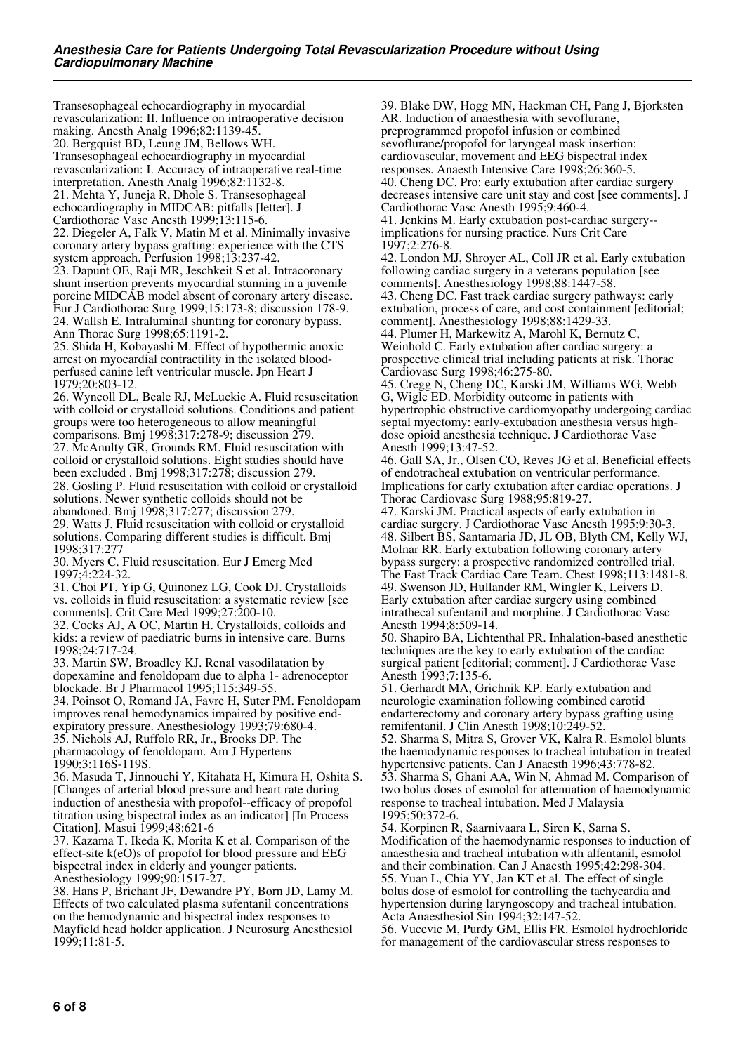Transesophageal echocardiography in myocardial revascularization: II. Influence on intraoperative decision making. Anesth Analg 1996;82:1139-45.

20. Bergquist BD, Leung JM, Bellows WH. Transesophageal echocardiography in myocardial revascularization: I. Accuracy of intraoperative real-time interpretation. Anesth Analg 1996;82:1132-8.

21. Mehta Y, Juneja R, Dhole S. Transesophageal echocardiography in MIDCAB: pitfalls [letter]. J Cardiothorac Vasc Anesth 1999;13:115-6.

22. Diegeler A, Falk V, Matin M et al. Minimally invasive coronary artery bypass grafting: experience with the CTS system approach. Perfusion 1998;13:237-42.

23. Dapunt OE, Raji MR, Jeschkeit S et al. Intracoronary shunt insertion prevents myocardial stunning in a juvenile porcine MIDCAB model absent of coronary artery disease. Eur J Cardiothorac Surg 1999;15:173-8; discussion 178-9.

24. Wallsh E. Intraluminal shunting for coronary bypass. Ann Thorac Surg 1998;65:1191-2.

25. Shida H, Kobayashi M. Effect of hypothermic anoxic arrest on myocardial contractility in the isolated blood-perfused canine left ventricular muscle. Jpn Heart J 1979;20:803-12.

26. Wyncoll DL, Beale RJ, McLuckie A. Fluid resuscitation with colloid or crystalloid solutions. Conditions and patient groups were too heterogeneous to allow meaningful comparisons. Bmj 1998;317:278-9; discussion 279.

27. McAnulty GR, Grounds RM. Fluid resuscitation with colloid or crystalloid solutions. Eight studies should have been excluded . Bmj 1998;317:278; discussion 279.

28. Gosling P. Fluid resuscitation with colloid or crystalloid solutions. Newer synthetic colloids should not be abandoned. Bmj 1998;317:277; discussion 279.

29. Watts J. Fluid resuscitation with colloid or crystalloid solutions. Comparing different studies is difficult. Bmj 1998;317:277

30. Myers C. Fluid resuscitation. Eur J Emerg Med 1997;4:224-32.

31. Choi PT, Yip G, Quinonez LG, Cook DJ. Crystalloids vs. colloids in fluid resuscitation: a systematic review [see comments]. Crit Care Med 1999;27:200-10.

32. Cocks AJ, A OC, Martin H. Crystalloids, colloids and kids: a review of paediatric burns in intensive care. Burns 1998;24:717-24.

33. Martin SW, Broadley KJ. Renal vasodilatation by dopexamine and fenoldopam due to alpha 1- adrenoceptor blockade. Br J Pharmacol 1995;115:349-55.

34. Poinsot O, Romand JA, Favre H, Suter PM. Fenoldopam improves renal hemodynamics impaired by positive end-expiratory pressure. Anesthesiology 1993;79:680-4.

35. Nichols AJ, Ruffolo RR, Jr., Brooks DP. The pharmacology of fenoldopam. Am J Hypertens 1990;3:116S-119S.

36. Masuda T, Jinnouchi Y, Kitahata H, Kimura H, Oshita S. [Changes of arterial blood pressure and heart rate during induction of anesthesia with propofol--efficacy of propofol titration using bispectral index as an indicator] [In Process Citation]. Masui 1999;48:621-6

37. Kazama T, Ikeda K, Morita K et al. Comparison of the effect-site k(eO)s of propofol for blood pressure and EEG bispectral index in elderly and younger patients. Anesthesiology 1999;90:1517-27.

38. Hans P, Brichant JF, Dewandre PY, Born JD, Lamy M. Effects of two calculated plasma sufentanil concentrations on the hemodynamic and bispectral index responses to Mayfield head holder application. J Neurosurg Anesthesiol 1999;11:81-5.

39. Blake DW, Hogg MN, Hackman CH, Pang J, Bjorksten AR. Induction of anaesthesia with sevoflurane, preprogrammed propofol infusion or combined sevoflurane/propofol for laryngeal mask insertion: cardiovascular, movement and EEG bispectral index responses. Anaesth Intensive Care 1998;26:360-5.

40. Cheng DC. Pro: early extubation after cardiac surgery decreases intensive care unit stay and cost [see comments]. J Cardiothorac Vasc Anesth 1995;9:460-4.

41. Jenkins M. Early extubation post-cardiac surgery--implications for nursing practice. Nurs Crit Care 1997;2:276-8.

42. London MJ, Shroyer AL, Coll JR et al. Early extubation following cardiac surgery in a veterans population [see comments]. Anesthesiology 1998;88:1447-58.

43. Cheng DC. Fast track cardiac surgery pathways: early extubation, process of care, and cost containment [editorial; comment]. Anesthesiology 1998;88:1429-33.

44. Plumer H, Markewitz A, Marohl K, Bernutz C, Weinhold C. Early extubation after cardiac surgery: a prospective clinical trial including patients at risk. Thorac Cardiovasc Surg 1998;46:275-80.

45. Cregg N, Cheng DC, Karski JM, Williams WG, Webb G, Wigle ED. Morbidity outcome in patients with hypertrophic obstructive cardiomyopathy undergoing cardiac septal myectomy: early-extubation anesthesia versus high-dose opioid anesthesia technique. J Cardiothorac Vasc Anesth 1999;13:47-52.

46. Gall SA, Jr., Olsen CO, Reves JG et al. Beneficial effects of endotracheal extubation on ventricular performance. Implications for early extubation after cardiac operations. J Thorac Cardiovasc Surg 1988;95:819-27.

47. Karski JM. Practical aspects of early extubation in cardiac surgery. J Cardiothorac Vasc Anesth 1995;9:30-3.

48. Silbert BS, Santamaria JD, JL OB, Blyth CM, Kelly WJ, Molnar RR. Early extubation following coronary artery bypass surgery: a prospective randomized controlled trial. The Fast Track Cardiac Care Team. Chest 1998;113:1481-8.

49. Swenson JD, Hullander RM, Wingler K, Leivers D. Early extubation after cardiac surgery using combined intrathecal sufentanil and morphine. J Cardiothorac Vasc Anesth 1994;8:509-14.

50. Shapiro BA, Lichtenthal PR. Inhalation-based anesthetic techniques are the key to early extubation of the cardiac surgical patient [editorial; comment]. J Cardiothorac Vasc Anesth 1993;7:135-6.

51. Gerhardt MA, Grichnik KP. Early extubation and neurologic examination following combined carotid endarterectomy and coronary artery bypass grafting using remifentanil. J Clin Anesth 1998;10:249-52.

52. Sharma S, Mitra S, Grover VK, Kalra R. Esmolol blunts the haemodynamic responses to tracheal intubation in treated hypertensive patients. Can J Anaesth 1996;43:778-82.

53. Sharma S, Ghani AA, Win N, Ahmad M. Comparison of two bolus doses of esmolol for attenuation of haemodynamic response to tracheal intubation. Med J Malaysia 1995;50:372-6.

54. Korpinen R, Saarnivaara L, Siren K, Sarna S. Modification of the haemodynamic responses to induction of anaesthesia and tracheal intubation with alfentanil, esmolol and their combination. Can J Anaesth 1995;42:298-304.

55. Yuan L, Chia YY, Jan KT et al. The effect of single bolus dose of esmolol for controlling the tachycardia and hypertension during laryngoscopy and tracheal intubation. Acta Anaesthesiol Sin 1994;32:147-52.

56. Vucevic M, Purdy GM, Ellis FR. Esmolol hydrochloride for management of the cardiovascular stress responses to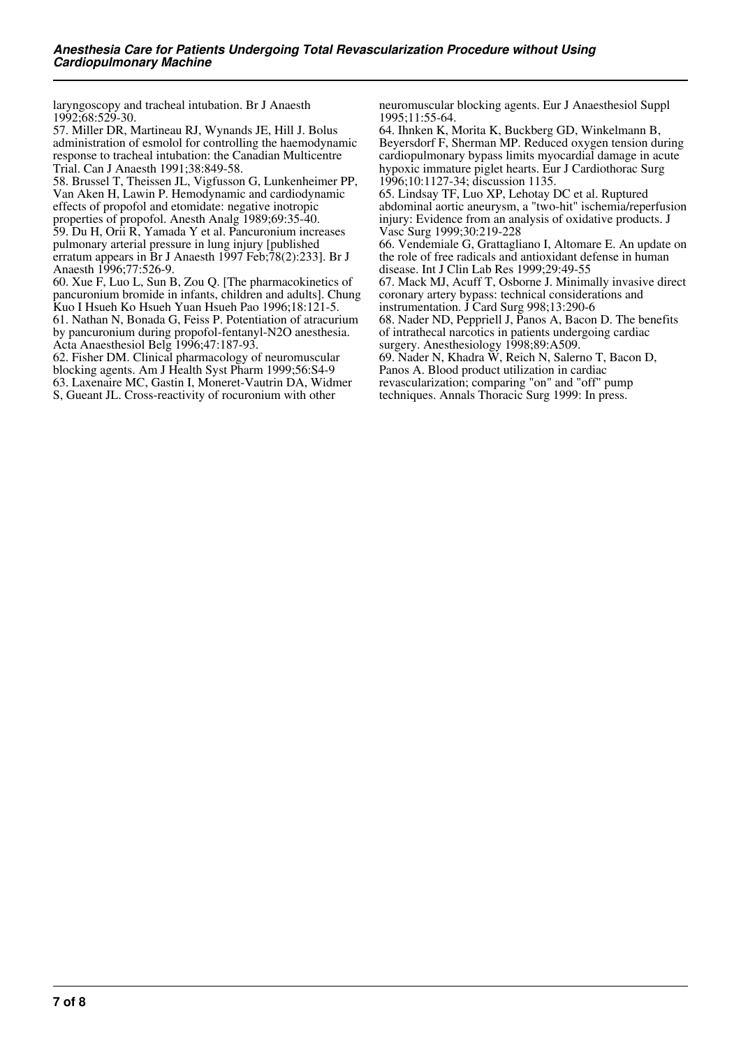laryngoscopy and tracheal intubation. Br J Anaesth 1992;68:529-30.

57. Miller DR, Martineau RJ, Wynands JE, Hill J. Bolus administration of esmolol for controlling the haemodynamic response to tracheal intubation: the Canadian Multicentre Trial. Can J Anaesth 1991;38:849-58.

58. Brussel T, Theissen JL, Vigfusson G, Lunkenheimer PP, Van Aken H, Lawin P. Hemodynamic and cardiodynamic effects of propofol and etomidate: negative inotropic properties of propofol. Anesth Analg 1989;69:35-40.

59. Du H, Orii R, Yamada Y et al. Pancuronium increases pulmonary arterial pressure in lung injury [published erratum appears in Br J Anaesth 1997 Feb;78(2):233]. Br J Anaesth 1996;77:526-9.

60. Xue F, Luo L, Sun B, Zou Q. [The pharmacokinetics of pancuronium bromide in infants, children and adults]. Chung Kuo I Hsueh Ko Hsueh Yuan Hsueh Pao 1996;18:121-5.

61. Nathan N, Bonada G, Feiss P. Potentiation of atracurium by pancuronium during propofol-fentanyl-N2O anesthesia. Acta Anaesthesiol Belg 1996;47:187-93.

62. Fisher DM. Clinical pharmacology of neuromuscular blocking agents. Am J Health Syst Pharm 1999;56:S4-9

63. Laxenaire MC, Gastin I, Moneret-Vautrin DA, Widmer S, Gueant JL. Cross-reactivity of rocuronium with other neuromuscular blocking agents. Eur J Anaesthesiol Suppl 1995;11:55-64.

64. Ihnken K, Morita K, Buckberg GD, Winkelmann B, Beyersdorf F, Sherman MP. Reduced oxygen tension during cardiopulmonary bypass limits myocardial damage in acute hypoxic immature piglet hearts. Eur J Cardiothorac Surg 1996;10:1127-34; discussion 1135.

65. Lindsay TF, Luo XP, Lehotay DC et al. Ruptured abdominal aortic aneurysm, a "two-hit" ischemia/reperfusion injury: Evidence from an analysis of oxidative products. J Vasc Surg 1999;30:219-228

66. Vendemiale G, Grattagliano I, Altomare E. An update on the role of free radicals and antioxidant defense in human disease. Int J Clin Lab Res 1999;29:49-55

67. Mack MJ, Acuff T, Osborne J. Minimally invasive direct coronary artery bypass: technical considerations and instrumentation. J Card Surg 998;13:290-6

68. Nader ND, Peppriell J, Panos A, Bacon D. The benefits of intrathecal narcotics in patients undergoing cardiac surgery. Anesthesiology 1998;89:A509.

69. Nader N, Khadra W, Reich N, Salerno T, Bacon D, Panos A. Blood product utilization in cardiac revascularization; comparing "on" and "off" pump techniques. Annals Thoracic Surg 1999: In press.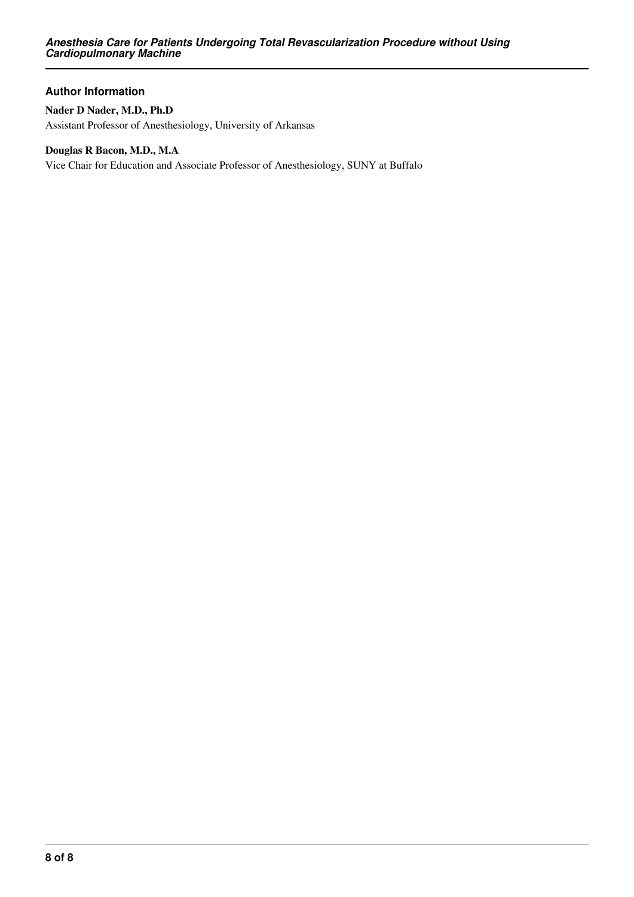## Author Information

**Nader D Nader, M.D., Ph.D**
Assistant Professor of Anesthesiology, University of Arkansas

**Douglas R Bacon, M.D., M.A**
Vice Chair for Education and Associate Professor of Anesthesiology, SUNY at Buffalo